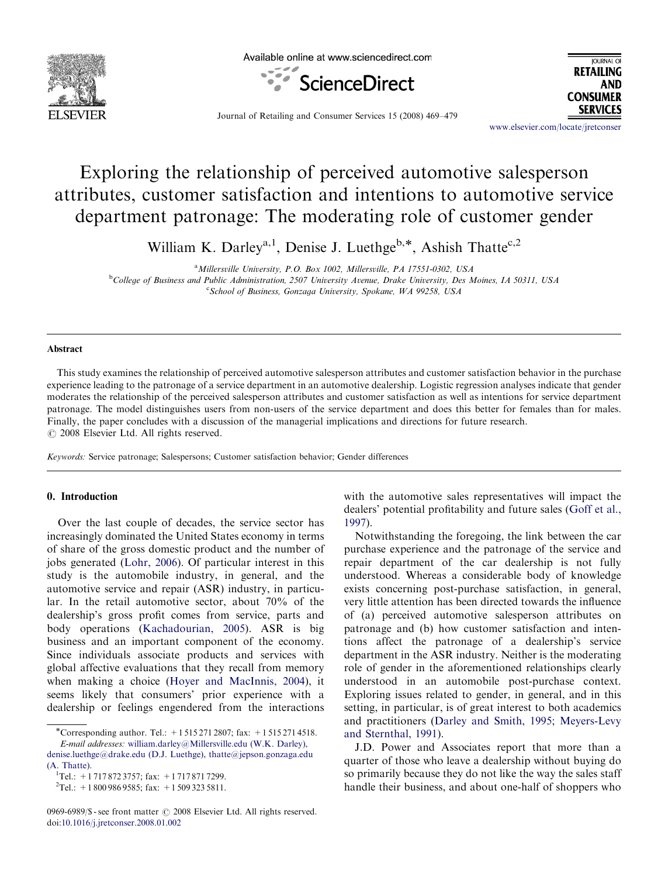# Exploring the relationship of perceived automotive salesperson attributes, customer satisfaction and intentions to automotive service department patronage: The moderating role of customer gender

William K. Darley[a,1], Denise J. Luethge[b,*], Ashish Thatte[c,2]

[a] Millersville University, P.O. Box 1002, Millersville, PA 17551-0302, USA

[b] College of Business and Public Administration, 2507 University Avenue, Drake University, Des Moines, IA 50311, USA

[c] School of Business, Gonzaga University, Spokane, WA 99258, USA

## Abstract

This study examines the relationship of perceived automotive salesperson attributes and customer satisfaction behavior in the purchase experience leading to the patronage of a service department in an automotive dealership. Logistic regression analyses indicate that gender moderates the relationship of the perceived salesperson attributes and customer satisfaction as well as intentions for service department patronage. The model distinguishes users from non-users of the service department and does this better for females than for males. Finally, the paper concludes with a discussion of the managerial implications and directions for future research.

© 2008 Elsevier Ltd. All rights reserved.

*Keywords:* Service patronage; Salespersons; Customer satisfaction behavior; Gender differences

## 0. Introduction

Over the last couple of decades, the service sector has increasingly dominated the United States economy in terms of share of the gross domestic product and the number of jobs generated (Lohr, 2006). Of particular interest in this study is the automobile industry, in general, and the automotive service and repair (ASR) industry, in particular. In the retail automotive sector, about 70% of the dealership's gross profit comes from service, parts and body operations (Kachadourian, 2005). ASR is big business and an important component of the economy. Since individuals associate products and services with global affective evaluations that they recall from memory when making a choice (Hoyer and MacInnis, 2004), it seems likely that consumers' prior experience with a dealership or feelings engendered from the interactions with the automotive sales representatives will impact the dealers' potential profitability and future sales (Goff et al., 1997).

Notwithstanding the foregoing, the link between the car purchase experience and the patronage of the service and repair department of the car dealership is not fully understood. Whereas a considerable body of knowledge exists concerning post-purchase satisfaction, in general, very little attention has been directed towards the influence of (a) perceived automotive salesperson attributes on patronage and (b) how customer satisfaction and intentions affect the patronage of a dealership's service department in the ASR industry. Neither is the moderating role of gender in the aforementioned relationships clearly understood in an automobile post-purchase context. Exploring issues related to gender, in general, and in this setting, in particular, is of great interest to both academics and practitioners (Darley and Smith, 1995; Meyers-Levy and Sternthal, 1991).

J.D. Power and Associates report that more than a quarter of those who leave a dealership without buying do so primarily because they do not like the way the sales staff handle their business, and about one-half of shoppers who

---

*Corresponding author. Tel.: +1 515 271 2807; fax: +1 515 271 4518.
*E-mail addresses:* william.darley@Millersville.edu (W.K. Darley), denise.luethge@drake.edu (D.J. Luethge), thatte@jepson.gonzaga.edu (A. Thatte).

[1] Tel.: +1 717 872 3757; fax: +1 717 871 7299.

[2] Tel.: +1 800 986 9585; fax: +1 509 323 5811.

0969-6989/$ - see front matter © 2008 Elsevier Ltd. All rights reserved.
doi:10.1016/j.jretconser.2008.01.002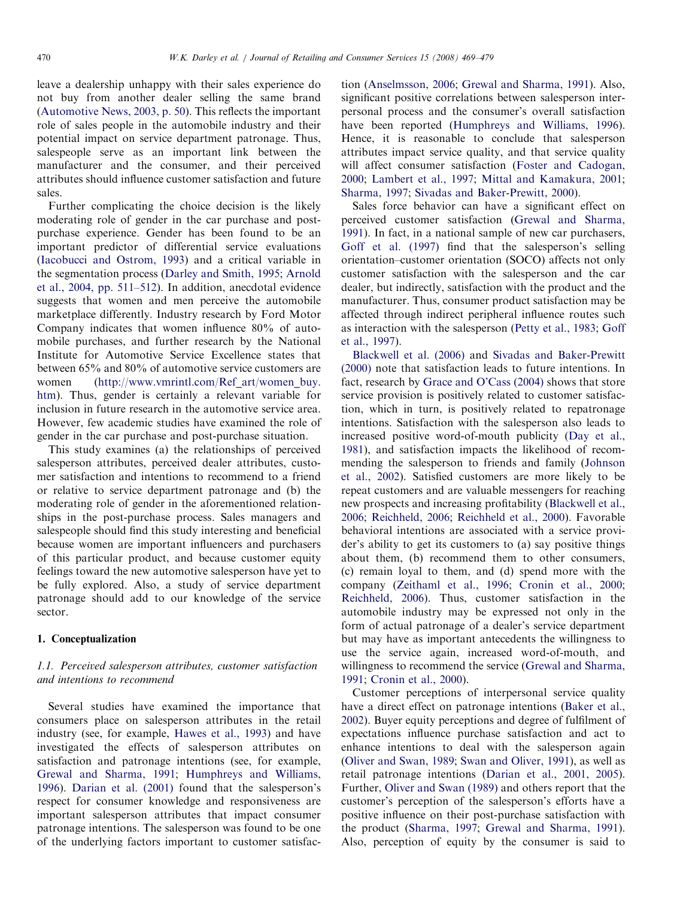leave a dealership unhappy with their sales experience do not buy from another dealer selling the same brand (Automotive News, 2003, p. 50). This reflects the important role of sales people in the automobile industry and their potential impact on service department patronage. Thus, salespeople serve as an important link between the manufacturer and the consumer, and their perceived attributes should influence customer satisfaction and future sales.

Further complicating the choice decision is the likely moderating role of gender in the car purchase and post-purchase experience. Gender has been found to be an important predictor of differential service evaluations (Iacobucci and Ostrom, 1993) and a critical variable in the segmentation process (Darley and Smith, 1995; Arnold et al., 2004, pp. 511–512). In addition, anecdotal evidence suggests that women and men perceive the automobile marketplace differently. Industry research by Ford Motor Company indicates that women influence 80% of automobile purchases, and further research by the National Institute for Automotive Service Excellence states that between 65% and 80% of automotive service customers are women (http://www.vmrintl.com/Ref_art/women_buy.htm). Thus, gender is certainly a relevant variable for inclusion in future research in the automotive service area. However, few academic studies have examined the role of gender in the car purchase and post-purchase situation.

This study examines (a) the relationships of perceived salesperson attributes, perceived dealer attributes, customer satisfaction and intentions to recommend to a friend or relative to service department patronage and (b) the moderating role of gender in the aforementioned relationships in the post-purchase process. Sales managers and salespeople should find this study interesting and beneficial because women are important influencers and purchasers of this particular product, and because customer equity feelings toward the new automotive salesperson have yet to be fully explored. Also, a study of service department patronage should add to our knowledge of the service sector.

## 1. Conceptualization

### 1.1. Perceived salesperson attributes, customer satisfaction and intentions to recommend

Several studies have examined the importance that consumers place on salesperson attributes in the retail industry (see, for example, Hawes et al., 1993) and have investigated the effects of salesperson attributes on satisfaction and patronage intentions (see, for example, Grewal and Sharma, 1991; Humphreys and Williams, 1996). Darian et al. (2001) found that the salesperson's respect for consumer knowledge and responsiveness are important salesperson attributes that impact consumer patronage intentions. The salesperson was found to be one of the underlying factors important to customer satisfaction (Anselmsson, 2006; Grewal and Sharma, 1991). Also, significant positive correlations between salesperson interpersonal process and the consumer's overall satisfaction have been reported (Humphreys and Williams, 1996). Hence, it is reasonable to conclude that salesperson attributes impact service quality, and that service quality will affect consumer satisfaction (Foster and Cadogan, 2000; Lambert et al., 1997; Mittal and Kamakura, 2001; Sharma, 1997; Sivadas and Baker-Prewitt, 2000).

Sales force behavior can have a significant effect on perceived customer satisfaction (Grewal and Sharma, 1991). In fact, in a national sample of new car purchasers, Goff et al. (1997) find that the salesperson's selling orientation–customer orientation (SOCO) affects not only customer satisfaction with the salesperson and the car dealer, but indirectly, satisfaction with the product and the manufacturer. Thus, consumer product satisfaction may be affected through indirect peripheral influence routes such as interaction with the salesperson (Petty et al., 1983; Goff et al., 1997).

Blackwell et al. (2006) and Sivadas and Baker-Prewitt (2000) note that satisfaction leads to future intentions. In fact, research by Grace and O'Cass (2004) shows that store service provision is positively related to customer satisfaction, which in turn, is positively related to repatronage intentions. Satisfaction with the salesperson also leads to increased positive word-of-mouth publicity (Day et al., 1981), and satisfaction impacts the likelihood of recommending the salesperson to friends and family (Johnson et al., 2002). Satisfied customers are more likely to be repeat customers and are valuable messengers for reaching new prospects and increasing profitability (Blackwell et al., 2006; Reichheld, 2006; Reichheld et al., 2000). Favorable behavioral intentions are associated with a service provider's ability to get its customers to (a) say positive things about them, (b) recommend them to other consumers, (c) remain loyal to them, and (d) spend more with the company (Zeithaml et al., 1996; Cronin et al., 2000; Reichheld, 2006). Thus, customer satisfaction in the automobile industry may be expressed not only in the form of actual patronage of a dealer's service department but may have as important antecedents the willingness to use the service again, increased word-of-mouth, and willingness to recommend the service (Grewal and Sharma, 1991; Cronin et al., 2000).

Customer perceptions of interpersonal service quality have a direct effect on patronage intentions (Baker et al., 2002). Buyer equity perceptions and degree of fulfilment of expectations influence purchase satisfaction and act to enhance intentions to deal with the salesperson again (Oliver and Swan, 1989; Swan and Oliver, 1991), as well as retail patronage intentions (Darian et al., 2001, 2005). Further, Oliver and Swan (1989) and others report that the customer's perception of the salesperson's efforts have a positive influence on their post-purchase satisfaction with the product (Sharma, 1997; Grewal and Sharma, 1991). Also, perception of equity by the consumer is said to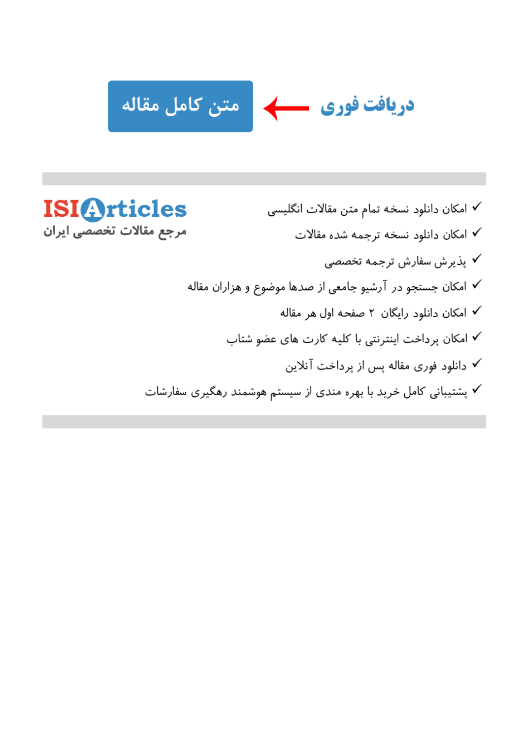دریافت فوری ← متن کامل مقاله

**ISIArticles**
مرجع مقالات تخصصی ایران

- ✓ امکان دانلود نسخه تمام متن مقالات انگلیسی
- ✓ امکان دانلود نسخه ترجمه شده مقالات
- ✓ پذیرش سفارش ترجمه تخصصی
- ✓ امکان جستجو در آرشیو جامعی از صدها موضوع و هزاران مقاله
- ✓ امکان دانلود رایگان ۲ صفحه اول هر مقاله
- ✓ امکان پرداخت اینترنتی با کلیه کارت های عضو شتاب
- ✓ دانلود فوری مقاله پس از پرداخت آنلاین
- ✓ پشتیبانی کامل خرید با بهره مندی از سیستم هوشمند رهگیری سفارشات